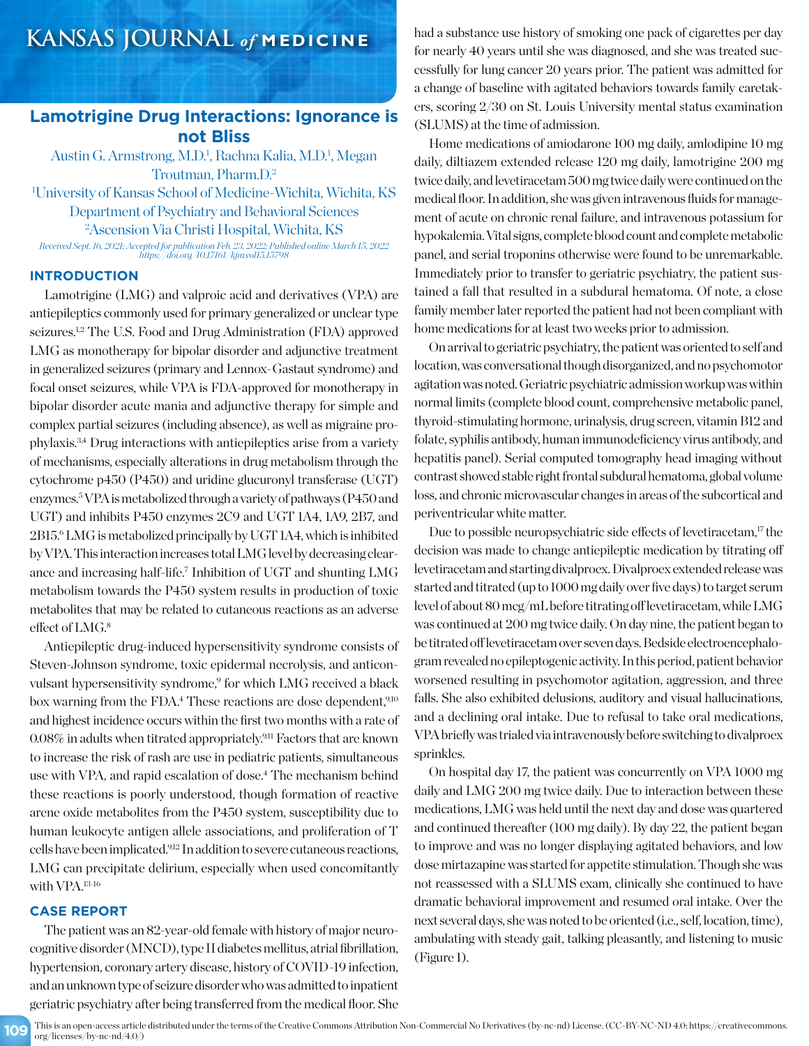# Lamotrigine Drug Interactions: Ignorance is not Bliss

Austin G. Armstrong, M.D.[1], Rachna Kalia, M.D.[1], Megan Troutman, Pharm.D.[2]

[1]University of Kansas School of Medicine-Wichita, Wichita, KS Department of Psychiatry and Behavioral Sciences

[2]Ascension Via Christi Hospital, Wichita, KS

*Received Sept. 16, 2021; Accepted for publication Feb. 23, 2022; Published online March 15, 2022*
*https://doi.org/10.17161/kjm.vol15.15798*

## INTRODUCTION

Lamotrigine (LMG) and valproic acid and derivatives (VPA) are antiepileptics commonly used for primary generalized or unclear type seizures.[1,2] The U.S. Food and Drug Administration (FDA) approved LMG as monotherapy for bipolar disorder and adjunctive treatment in generalized seizures (primary and Lennox-Gastaut syndrome) and focal onset seizures, while VPA is FDA-approved for monotherapy in bipolar disorder acute mania and adjunctive therapy for simple and complex partial seizures (including absence), as well as migraine prophylaxis.[3,4] Drug interactions with antiepileptics arise from a variety of mechanisms, especially alterations in drug metabolism through the cytochrome p450 (P450) and uridine glucuronyl transferase (UGT) enzymes.[5] VPA is metabolized through a variety of pathways (P450 and UGT) and inhibits P450 enzymes 2C9 and UGT 1A4, 1A9, 2B7, and 2B15.[6] LMG is metabolized principally by UGT 1A4, which is inhibited by VPA. This interaction increases total LMG level by decreasing clearance and increasing half-life.[7] Inhibition of UGT and shunting LMG metabolism towards the P450 system results in production of toxic metabolites that may be related to cutaneous reactions as an adverse effect of LMG.[8]

Antiepileptic drug-induced hypersensitivity syndrome consists of Steven-Johnson syndrome, toxic epidermal necrolysis, and anticonvulsant hypersensitivity syndrome,[9] for which LMG received a black box warning from the FDA.[4] These reactions are dose dependent,[9,10] and highest incidence occurs within the first two months with a rate of 0.08% in adults when titrated appropriately.[9,11] Factors that are known to increase the risk of rash are use in pediatric patients, simultaneous use with VPA, and rapid escalation of dose.[4] The mechanism behind these reactions is poorly understood, though formation of reactive arene oxide metabolites from the P450 system, susceptibility due to human leukocyte antigen allele associations, and proliferation of T cells have been implicated.[9,12] In addition to severe cutaneous reactions, LMG can precipitate delirium, especially when used concomitantly with VPA.[13-16]

## CASE REPORT

The patient was an 82-year-old female with history of major neurocognitive disorder (MNCD), type II diabetes mellitus, atrial fibrillation, hypertension, coronary artery disease, history of COVID-19 infection, and an unknown type of seizure disorder who was admitted to inpatient geriatric psychiatry after being transferred from the medical floor. She had a substance use history of smoking one pack of cigarettes per day for nearly 40 years until she was diagnosed, and she was treated successfully for lung cancer 20 years prior. The patient was admitted for a change of baseline with agitated behaviors towards family caretakers, scoring 2/30 on St. Louis University mental status examination (SLUMS) at the time of admission.

Home medications of amiodarone 100 mg daily, amlodipine 10 mg daily, diltiazem extended release 120 mg daily, lamotrigine 200 mg twice daily, and levetiracetam 500 mg twice daily were continued on the medical floor. In addition, she was given intravenous fluids for management of acute on chronic renal failure, and intravenous potassium for hypokalemia. Vital signs, complete blood count and complete metabolic panel, and serial troponins otherwise were found to be unremarkable. Immediately prior to transfer to geriatric psychiatry, the patient sustained a fall that resulted in a subdural hematoma. Of note, a close family member later reported the patient had not been compliant with home medications for at least two weeks prior to admission.

On arrival to geriatric psychiatry, the patient was oriented to self and location, was conversational though disorganized, and no psychomotor agitation was noted. Geriatric psychiatric admission workup was within normal limits (complete blood count, comprehensive metabolic panel, thyroid-stimulating hormone, urinalysis, drug screen, vitamin B12 and folate, syphilis antibody, human immunodeficiency virus antibody, and hepatitis panel). Serial computed tomography head imaging without contrast showed stable right frontal subdural hematoma, global volume loss, and chronic microvascular changes in areas of the subcortical and periventricular white matter.

Due to possible neuropsychiatric side effects of levetiracetam,[17] the decision was made to change antiepileptic medication by titrating off levetiracetam and starting divalproex. Divalproex extended release was started and titrated (up to 1000 mg daily over five days) to target serum level of about 80 mcg/mL before titrating off levetiracetam, while LMG was continued at 200 mg twice daily. On day nine, the patient began to be titrated off levetiracetam over seven days. Bedside electroencephalogram revealed no epileptogenic activity. In this period, patient behavior worsened resulting in psychomotor agitation, aggression, and three falls. She also exhibited delusions, auditory and visual hallucinations, and a declining oral intake. Due to refusal to take oral medications, VPA briefly was trialed via intravenously before switching to divalproex sprinkles.

On hospital day 17, the patient was concurrently on VPA 1000 mg daily and LMG 200 mg twice daily. Due to interaction between these medications, LMG was held until the next day and dose was quartered and continued thereafter (100 mg daily). By day 22, the patient began to improve and was no longer displaying agitated behaviors, and low dose mirtazapine was started for appetite stimulation. Though she was not reassessed with a SLUMS exam, clinically she continued to have dramatic behavioral improvement and resumed oral intake. Over the next several days, she was noted to be oriented (i.e., self, location, time), ambulating with steady gait, talking pleasantly, and listening to music (Figure 1).

This is an open-access article distributed under the terms of the Creative Commons Attribution Non-Commercial No Derivatives (by-nc-nd) License. (CC-BY-NC-ND 4.0: https://creativecommons.org/licenses/by-nc-nd/4.0/)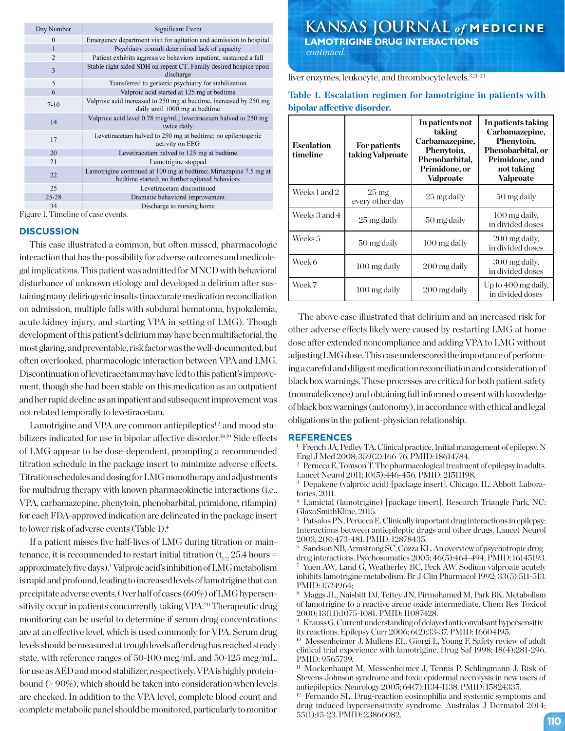| Day Number | Significant Event |
|---|---|
| 0 | Emergency department visit for agitation and admission to hospital |
| 1 | Psychiatry consult determined lack of capacity |
| 2 | Patient exhibits aggressive behaviors inpatient, sustained a fall |
| 3 | Stable right sided SDH on repeat CT. Family desired hospice upon discharge |
| 5 | Transferred to geriatric psychiatry for stabilization |
| 6 | Valproic acid started at 125 mg at bedtime |
| 7-10 | Valproic acid increased to 250 mg at bedtime, increased by 250 mg daily until 1000 mg at bedtime |
| 14 | Valproic acid level 0.78 mcg/mL; levetiracetam halved to 250 mg twice daily |
| 17 | Levetiracetam halved to 250 mg at bedtime; no epileptogenic activity on EEG |
| 20 | Levetiracetam halved to 125 mg at bedtime |
| 21 | Lamotrigine stopped |
| 22 | Lamotrigine continued at 100 mg at bedtime; Mirtazapine 7.5 mg at bedtime started; no further agitated behaviors |
| 25 | Levetiracetam discontinued |
| 25-28 | Dramatic behavioral improvement |
| 34 | Discharge to nursing home |

Figure 1. Timeline of case events.

## DISCUSSION

This case illustrated a common, but often missed, pharmacologic interaction that has the possibility for adverse outcomes and medicolegal implications. This patient was admitted for MNCD with behavioral disturbance of unknown etiology and developed a delirium after sustaining many deliriogenic insults (inaccurate medication reconciliation on admission, multiple falls with subdural hematoma, hypokalemia, acute kidney injury, and starting VPA in setting of LMG). Though development of this patient's delirium may have been multifactorial, the most glaring, and preventable, risk factor was the well-documented, but often overlooked, pharmacologic interaction between VPA and LMG. Discontinuation of levetiracetam may have led to this patient's improvement, though she had been stable on this medication as an outpatient and her rapid decline as an inpatient and subsequent improvement was not related temporally to levetiracetam.

Lamotrigine and VPA are common antiepileptics[1,2] and mood stabilizers indicated for use in bipolar affective disorder.[18,19] Side effects of LMG appear to be dose-dependent, prompting a recommended titration schedule in the package insert to minimize adverse effects. Titration schedules and dosing for LMG monotherapy and adjustments for multidrug therapy with known pharmacokinetic interactions (i.e., VPA, carbamazepine, phenytoin, phenobarbital, primidone, rifampin) for each FDA-approved indication are delineated in the package insert to lower risk of adverse events (Table 1).[4]

If a patient misses five half-lives of LMG during titration or maintenance, it is recommended to restart initial titration ($t_{1/2}$ 25.4 hours = approximately five days).[4] Valproic acid's inhibition of LMG metabolism is rapid and profound, leading to increased levels of lamotrigine that can precipitate adverse events. Over half of cases (60%) of LMG hypersensitivity occur in patients concurrently taking VPA.[20] Therapeutic drug monitoring can be useful to determine if serum drug concentrations are at an effective level, which is used commonly for VPA. Serum drug levels should be measured at trough levels after drug has reached steady state, with reference ranges of 50-100 mcg/mL and 50-125 mcg/mL, for use as AED and mood stabilizer, respectively. VPA is highly protein-bound (> 90%), which should be taken into consideration when levels are checked. In addition to the VPA level, complete blood count and complete metabolic panel should be monitored, particularly to monitor liver enzymes, leukocyte, and thrombocyte levels.[3,21-23]

**Table 1. Escalation regimen for lamotrigine in patients with bipolar affective disorder.**

| Escalation timeline | For patients taking Valproate | In patients not taking Carbamazepine, Phenytoin, Phenobarbital, Primidone, or Valproate | In patients taking Carbamazepine, Phenytoin, Phenobarbital, or Primidone, and not taking Valproate |
|---|---|---|---|
| Weeks 1 and 2 | 25 mg every other day | 25 mg daily | 50 mg daily |
| Weeks 3 and 4 | 25 mg daily | 50 mg daily | 100 mg daily, in divided doses |
| Weeks 5 | 50 mg daily | 100 mg daily | 200 mg daily, in divided doses |
| Week 6 | 100 mg daily | 200 mg daily | 300 mg daily, in divided doses |
| Week 7 | 100 mg daily | 200 mg daily | Up to 400 mg daily, in divided doses |

The above case illustrated that delirium and an increased risk for other adverse effects likely were caused by restarting LMG at home dose after extended noncompliance and adding VPA to LMG without adjusting LMG dose. This case underscored the importance of performing a careful and diligent medication reconciliation and consideration of black box warnings. These processes are critical for both patient safety (nonmaleficence) and obtaining full informed consent with knowledge of black box warnings (autonomy), in accordance with ethical and legal obligations in the patient-physician relationship.

## REFERENCES

1. French JA, Pedley TA. Clinical practice. Initial management of epilepsy. N Engl J Med 2008; 359(2):166-76. PMID: 18614784.
2. Perucca E, Tomson T. The pharmacological treatment of epilepsy in adults. Lancet Neurol 2011; 10(5):446-456. PMID: 21511198.
3. Depakene (valproic acid) [package insert]. Chicago, IL: Abbott Laboratories, 2011.
4. Lamictal (lamotrigine) [package insert]. Research Triangle Park, NC: GlaxoSmithKline, 2015.
5. Patsalos PN, Perucca E. Clinically important drug interactions in epilepsy: Interactions between antiepileptic drugs and other drugs. Lancet Neurol 2003; 2(8):473-481. PMID: 12878435.
6. Sandson NB, Armstrong SC, Cozza KL. An overview of psychotropic drug-drug interactions. Psychosomatics 2005; 46(5):464-494. PMID: 16145193.
7. Yuen AW, Land G, Weatherley BC, Peck AW. Sodium valproate acutely inhibits lamotrigine metabolism. Br J Clin Pharmacol 1992; 33(5):511-513. PMID: 1524964;
8. Maggs JL, Naisbitt DJ, Tettey JN, Pirmohamed M, Park BK. Metabolism of lamotrigine to a reactive arene oxide intermediate. Chem Res Toxicol 2000; 13(11):1075-1081. PMID: 11087428.
9. Krauss G. Current understanding of delayed anticonvulsant hypersensitivity reactions. Epilepsy Curr 2006; 6(2):33-37. PMID: 16604195.
10. Messenheimer J, Mullens EL, Giorgi L, Young F. Safety review of adult clinical trial experience with lamotrigine. Drug Saf 1998; 18(4):281-296. PMID: 9565739.
11. Mockenhaupt M, Messenheimer J, Tennis P, Schlingmann J. Risk of Stevens-Johnson syndrome and toxic epidermal necrolysis in new users of antiepileptics. Neurology 2005; 64(7):1134-1138. PMID: 15824335.
12. Fernando SL. Drug-reaction eosinophilia and systemic symptoms and drug-induced hypersensitivity syndrome. Australas J Dermatol 2014; 55(1):15-23. PMID: 23866082.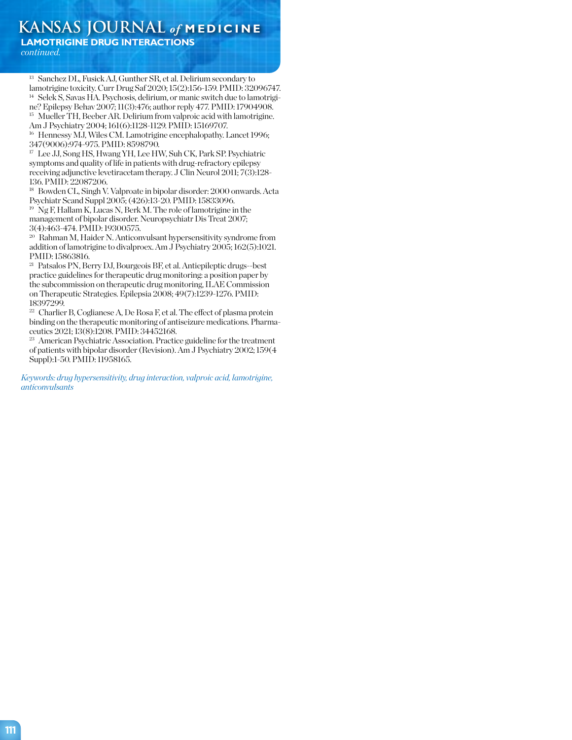[13] Sanchez DL, Fusick AJ, Gunther SR, et al. Delirium secondary to lamotrigine toxicity. Curr Drug Saf 2020; 15(2):156-159. PMID: 32096747.

[14] Selek S, Savas HA. Psychosis, delirium, or manic switch due to lamotrigine? Epilepsy Behav 2007; 11(3):476; author reply 477. PMID: 17904908.

[15] Mueller TH, Beeber AR. Delirium from valproic acid with lamotrigine. Am J Psychiatry 2004; 161(6):1128-1129. PMID: 15169707.

[16] Hennessy MJ, Wiles CM. Lamotrigine encephalopathy. Lancet 1996; 347(9006):974-975. PMID: 8598790.

[17] Lee JJ, Song HS, Hwang YH, Lee HW, Suh CK, Park SP. Psychiatric symptoms and quality of life in patients with drug-refractory epilepsy receiving adjunctive levetiracetam therapy. J Clin Neurol 2011; 7(3):128-136. PMID: 22087206.

[18] Bowden CL, Singh V. Valproate in bipolar disorder: 2000 onwards. Acta Psychiatr Scand Suppl 2005; (426):13-20. PMID: 15833096.

[19] Ng F, Hallam K, Lucas N, Berk M. The role of lamotrigine in the management of bipolar disorder. Neuropsychiatr Dis Treat 2007; 3(4):463-474. PMID: 19300575.

[20] Rahman M, Haider N. Anticonvulsant hypersensitivity syndrome from addition of lamotrigine to divalproex. Am J Psychiatry 2005; 162(5):1021. PMID: 15863816.

[21] Patsalos PN, Berry DJ, Bourgeois BF, et al. Antiepileptic drugs--best practice guidelines for therapeutic drug monitoring: a position paper by the subcommission on therapeutic drug monitoring, ILAE Commission on Therapeutic Strategies. Epilepsia 2008; 49(7):1239-1276. PMID: 18397299.

[22] Charlier B, Coglianese A, De Rosa F, et al. The effect of plasma protein binding on the therapeutic monitoring of antiseizure medications. Pharmaceutics 2021; 13(8):1208. PMID: 34452168.

[23] American Psychiatric Association. Practice guideline for the treatment of patients with bipolar disorder (Revision). Am J Psychiatry 2002; 159(4 Suppl):1-50. PMID: 11958165.

*Keywords: drug hypersensitivity, drug interaction, valproic acid, lamotrigine, anticonvulsants*